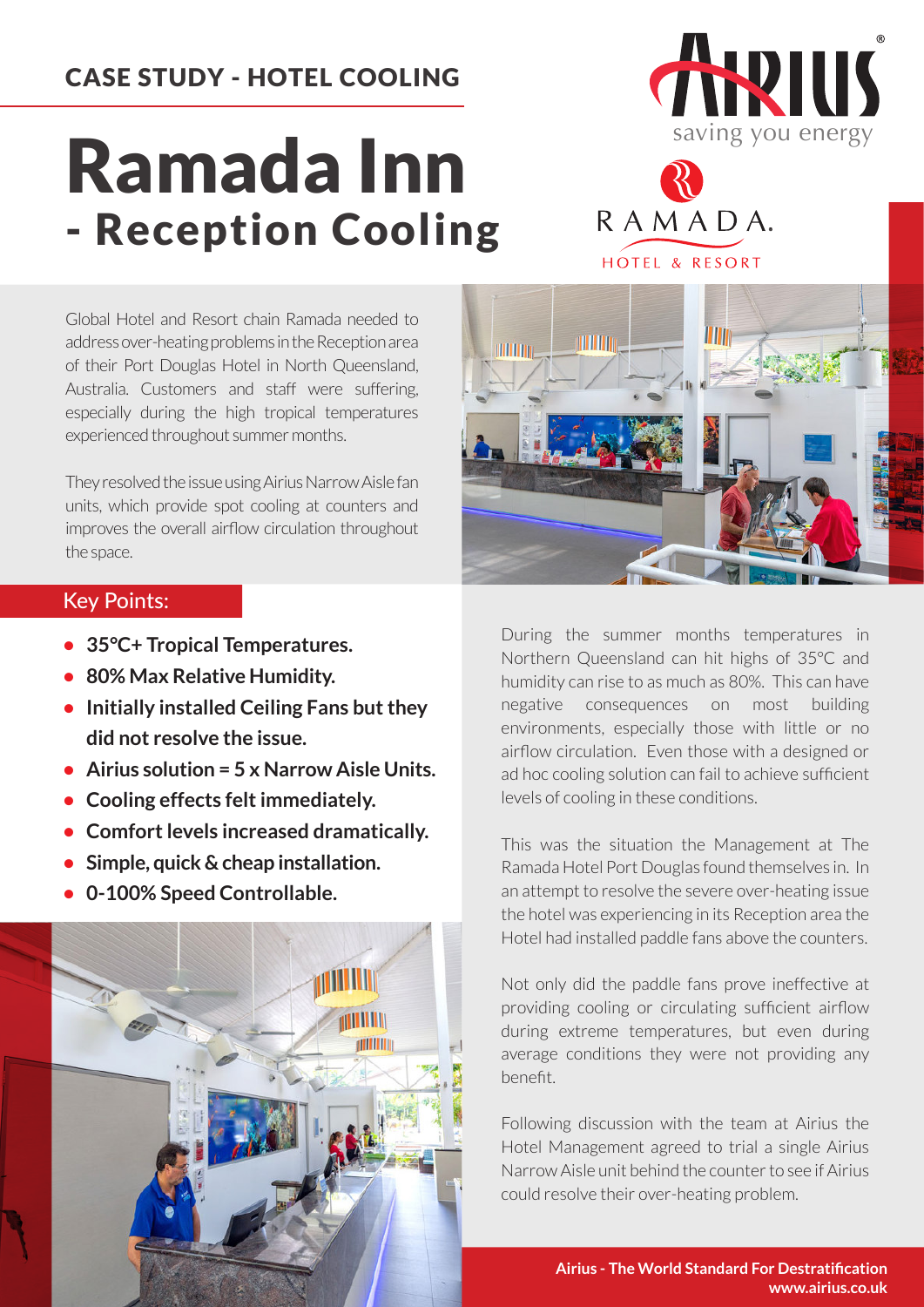CASE STUDY - HOTEL COOLING

# Ramada Inn
## - Reception Cooling

Global Hotel and Resort chain Ramada needed to address over-heating problems in the Reception area of their Port Douglas Hotel in North Queensland, Australia. Customers and staff were suffering, especially during the high tropical temperatures experienced throughout summer months.

They resolved the issue using Airius Narrow Aisle fan units, which provide spot cooling at counters and improves the overall airflow circulation throughout the space.

### Key Points:

- **35°C+ Tropical Temperatures.**
- **80% Max Relative Humidity.**
- **Initially installed Ceiling Fans but they did not resolve the issue.**
- **Airius solution = 5 x Narrow Aisle Units.**
- **Cooling effects felt immediately.**
- **Comfort levels increased dramatically.**
- **Simple, quick & cheap installation.**
- **0-100% Speed Controllable.**

During the summer months temperatures in Northern Queensland can hit highs of 35°C and humidity can rise to as much as 80%. This can have negative consequences on most building environments, especially those with little or no airflow circulation. Even those with a designed or ad hoc cooling solution can fail to achieve sufficient levels of cooling in these conditions.

This was the situation the Management at The Ramada Hotel Port Douglas found themselves in. In an attempt to resolve the severe over-heating issue the hotel was experiencing in its Reception area the Hotel had installed paddle fans above the counters.

Not only did the paddle fans prove ineffective at providing cooling or circulating sufficient airflow during extreme temperatures, but even during average conditions they were not providing any benefit.

Following discussion with the team at Airius the Hotel Management agreed to trial a single Airius Narrow Aisle unit behind the counter to see if Airius could resolve their over-heating problem.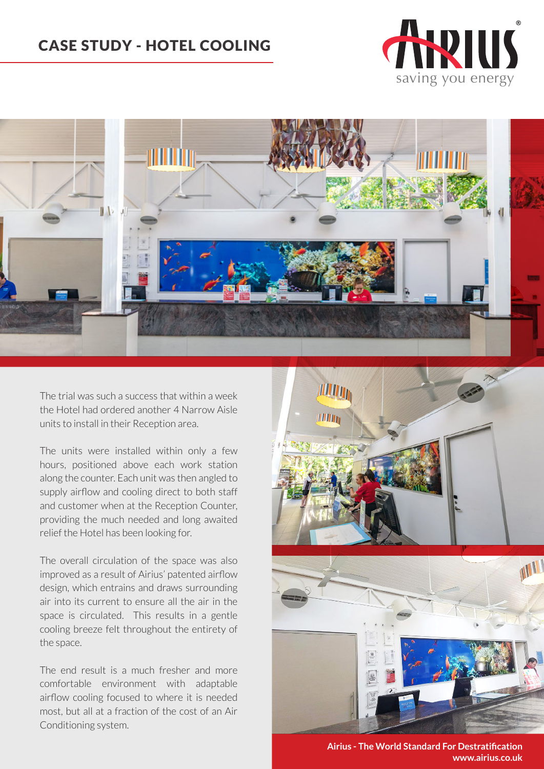# CASE STUDY - HOTEL COOLING

AIRIUS®
saving you energy

The trial was such a success that within a week the Hotel had ordered another 4 Narrow Aisle units to install in their Reception area.

The units were installed within only a few hours, positioned above each work station along the counter. Each unit was then angled to supply airflow and cooling direct to both staff and customer when at the Reception Counter, providing the much needed and long awaited relief the Hotel has been looking for.

The overall circulation of the space was also improved as a result of Airius' patented airflow design, which entrains and draws surrounding air into its current to ensure all the air in the space is circulated. This results in a gentle cooling breeze felt throughout the entirety of the space.

The end result is a much fresher and more comfortable environment with adaptable airflow cooling focused to where it is needed most, but all at a fraction of the cost of an Air Conditioning system.

**Airius - The World Standard For Destratification**
**www.airius.co.uk**